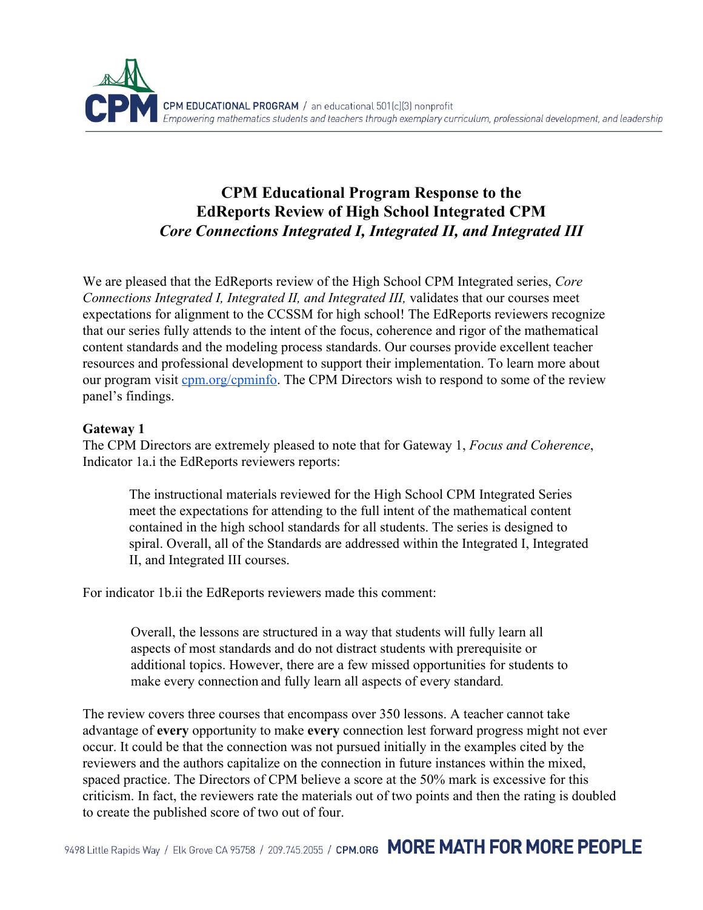# CPM Educational Program Response to the EdReports Review of High School Integrated CPM *Core Connections Integrated I, Integrated II, and Integrated III*

We are pleased that the EdReports review of the High School CPM Integrated series, *Core Connections Integrated I, Integrated II, and Integrated III,* validates that our courses meet expectations for alignment to the CCSSM for high school! The EdReports reviewers recognize that our series fully attends to the intent of the focus, coherence and rigor of the mathematical content standards and the modeling process standards. Our courses provide excellent teacher resources and professional development to support their implementation. To learn more about our program visit [cpm.org/cpminfo](cpm.org/cpminfo). The CPM Directors wish to respond to some of the review panel's findings.

**Gateway 1**

The CPM Directors are extremely pleased to note that for Gateway 1, *Focus and Coherence*, Indicator 1a.i the EdReports reviewers reports:

> The instructional materials reviewed for the High School CPM Integrated Series meet the expectations for attending to the full intent of the mathematical content contained in the high school standards for all students. The series is designed to spiral. Overall, all of the Standards are addressed within the Integrated I, Integrated II, and Integrated III courses.

For indicator 1b.ii the EdReports reviewers made this comment:

> Overall, the lessons are structured in a way that students will fully learn all aspects of most standards and do not distract students with prerequisite or additional topics. However, there are a few missed opportunities for students to make every connection and fully learn all aspects of every standard*.*

The review covers three courses that encompass over 350 lessons. A teacher cannot take advantage of **every** opportunity to make **every** connection lest forward progress might not ever occur. It could be that the connection was not pursued initially in the examples cited by the reviewers and the authors capitalize on the connection in future instances within the mixed, spaced practice. The Directors of CPM believe a score at the 50% mark is excessive for this criticism. In fact, the reviewers rate the materials out of two points and then the rating is doubled to create the published score of two out of four.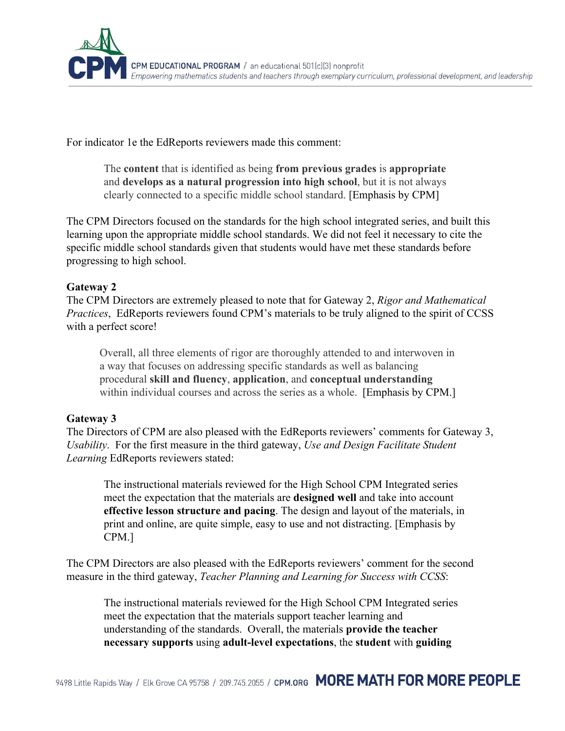For indicator 1e the EdReports reviewers made this comment:

> The **content** that is identified as being **from previous grades** is **appropriate** and **develops as a natural progression into high school**, but it is not always clearly connected to a specific middle school standard. [Emphasis by CPM]

The CPM Directors focused on the standards for the high school integrated series, and built this learning upon the appropriate middle school standards. We did not feel it necessary to cite the specific middle school standards given that students would have met these standards before progressing to high school.

**Gateway 2**

The CPM Directors are extremely pleased to note that for Gateway 2, *Rigor and Mathematical Practices*, EdReports reviewers found CPM's materials to be truly aligned to the spirit of CCSS with a perfect score!

> Overall, all three elements of rigor are thoroughly attended to and interwoven in a way that focuses on addressing specific standards as well as balancing procedural **skill and fluency**, **application**, and **conceptual understanding** within individual courses and across the series as a whole. [Emphasis by CPM.]

**Gateway 3**

The Directors of CPM are also pleased with the EdReports reviewers' comments for Gateway 3, *Usability*. For the first measure in the third gateway, *Use and Design Facilitate Student Learning* EdReports reviewers stated:

> The instructional materials reviewed for the High School CPM Integrated series meet the expectation that the materials are **designed well** and take into account **effective lesson structure and pacing**. The design and layout of the materials, in print and online, are quite simple, easy to use and not distracting. [Emphasis by CPM.]

The CPM Directors are also pleased with the EdReports reviewers' comment for the second measure in the third gateway, *Teacher Planning and Learning for Success with CCSS*:

> The instructional materials reviewed for the High School CPM Integrated series meet the expectation that the materials support teacher learning and understanding of the standards. Overall, the materials **provide the teacher necessary supports** using **adult-level expectations**, the **student** with **guiding**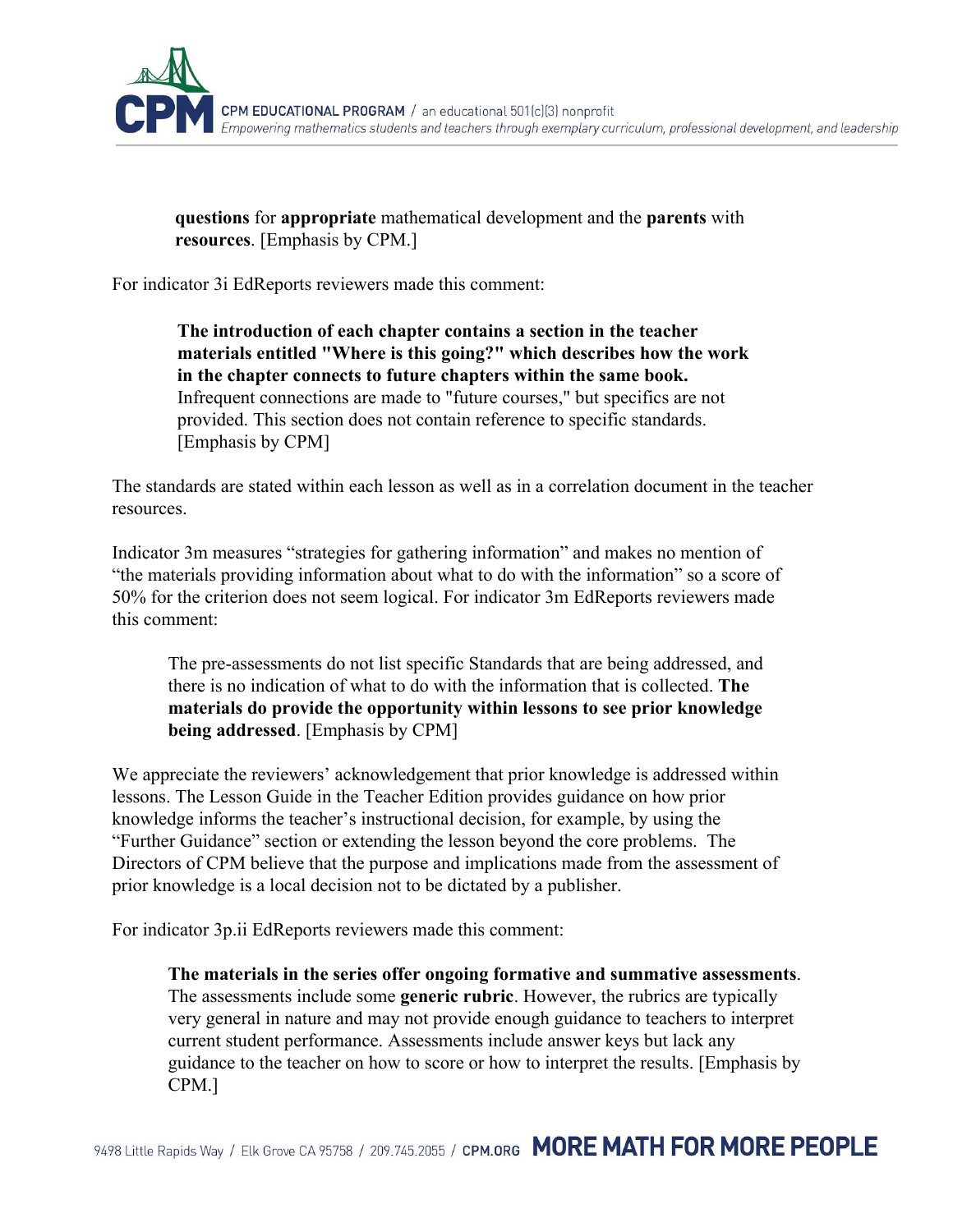> **questions** for **appropriate** mathematical development and the **parents** with **resources**. [Emphasis by CPM.]

For indicator 3i EdReports reviewers made this comment:

> **The introduction of each chapter contains a section in the teacher materials entitled "Where is this going?" which describes how the work in the chapter connects to future chapters within the same book.** Infrequent connections are made to "future courses," but specifics are not provided. This section does not contain reference to specific standards. [Emphasis by CPM]

The standards are stated within each lesson as well as in a correlation document in the teacher resources.

Indicator 3m measures "strategies for gathering information" and makes no mention of "the materials providing information about what to do with the information" so a score of 50% for the criterion does not seem logical. For indicator 3m EdReports reviewers made this comment:

> The pre-assessments do not list specific Standards that are being addressed, and there is no indication of what to do with the information that is collected. **The materials do provide the opportunity within lessons to see prior knowledge being addressed**. [Emphasis by CPM]

We appreciate the reviewers' acknowledgement that prior knowledge is addressed within lessons. The Lesson Guide in the Teacher Edition provides guidance on how prior knowledge informs the teacher's instructional decision, for example, by using the "Further Guidance" section or extending the lesson beyond the core problems. The Directors of CPM believe that the purpose and implications made from the assessment of prior knowledge is a local decision not to be dictated by a publisher.

For indicator 3p.ii EdReports reviewers made this comment:

> **The materials in the series offer ongoing formative and summative assessments**. The assessments include some **generic rubric**. However, the rubrics are typically very general in nature and may not provide enough guidance to teachers to interpret current student performance. Assessments include answer keys but lack any guidance to the teacher on how to score or how to interpret the results. [Emphasis by CPM.]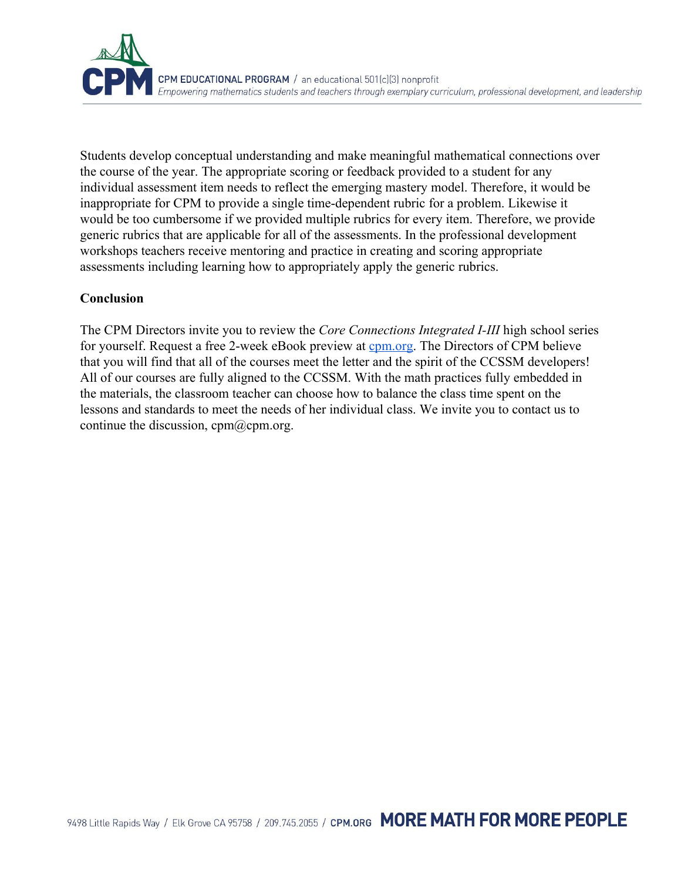Students develop conceptual understanding and make meaningful mathematical connections over the course of the year. The appropriate scoring or feedback provided to a student for any individual assessment item needs to reflect the emerging mastery model. Therefore, it would be inappropriate for CPM to provide a single time-dependent rubric for a problem. Likewise it would be too cumbersome if we provided multiple rubrics for every item. Therefore, we provide generic rubrics that are applicable for all of the assessments. In the professional development workshops teachers receive mentoring and practice in creating and scoring appropriate assessments including learning how to appropriately apply the generic rubrics.

**Conclusion**

The CPM Directors invite you to review the *Core Connections Integrated I-III* high school series for yourself. Request a free 2-week eBook preview at [cpm.org](cpm.org). The Directors of CPM believe that you will find that all of the courses meet the letter and the spirit of the CCSSM developers! All of our courses are fully aligned to the CCSSM. With the math practices fully embedded in the materials, the classroom teacher can choose how to balance the class time spent on the lessons and standards to meet the needs of her individual class. We invite you to contact us to continue the discussion, cpm@cpm.org.